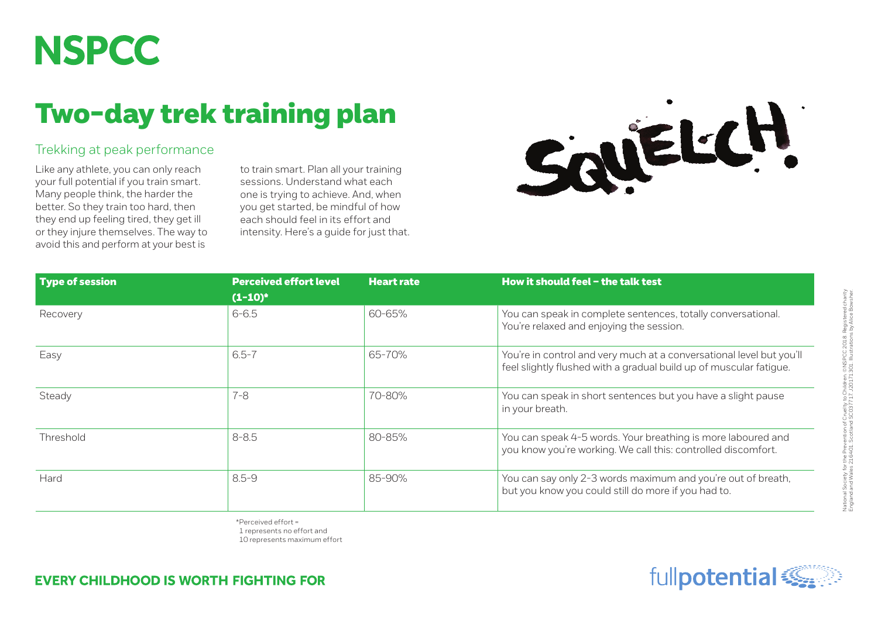# NSPCC

# Two-day trek training plan

## Trekking at peak performance

Like any athlete, you can only reach your full potential if you train smart. Many people think, the harder the better. So they train too hard, then they end up feeling tired, they get ill or they injure themselves. The way to avoid this and perform at your best is to train smart. Plan all your training sessions. Understand what each one is trying to achieve. And, when you get started, be mindful of how each should feel in its effort and intensity. Here's a guide for just that.

SQUELCH!

| Type of session | Perceived effort level (1-10)* | Heart rate | How it should feel – the talk test |
|---|---|---|---|
| Recovery | 6-6.5 | 60-65% | You can speak in complete sentences, totally conversational. You're relaxed and enjoying the session. |
| Easy | 6.5-7 | 65-70% | You're in control and very much at a conversational level but you'll feel slightly flushed with a gradual build up of muscular fatigue. |
| Steady | 7-8 | 70-80% | You can speak in short sentences but you have a slight pause in your breath. |
| Threshold | 8-8.5 | 80-85% | You can speak 4-5 words. Your breathing is more laboured and you know you're working. We call this: controlled discomfort. |
| Hard | 8.5-9 | 85-90% | You can say only 2-3 words maximum and you're out of breath, but you know you could still do more if you had to. |

*Perceived effort =
1 represents no effort and
10 represents maximum effort

**EVERY CHILDHOOD IS WORTH FIGHTING FOR**

fullpotential

National Society for the Prevention of Cruelty to Children. ©NSPCC 2018. Registered charity England and Wales 216401. Scotland SC037717. J20171301. Illustrations by Alice Bowsher.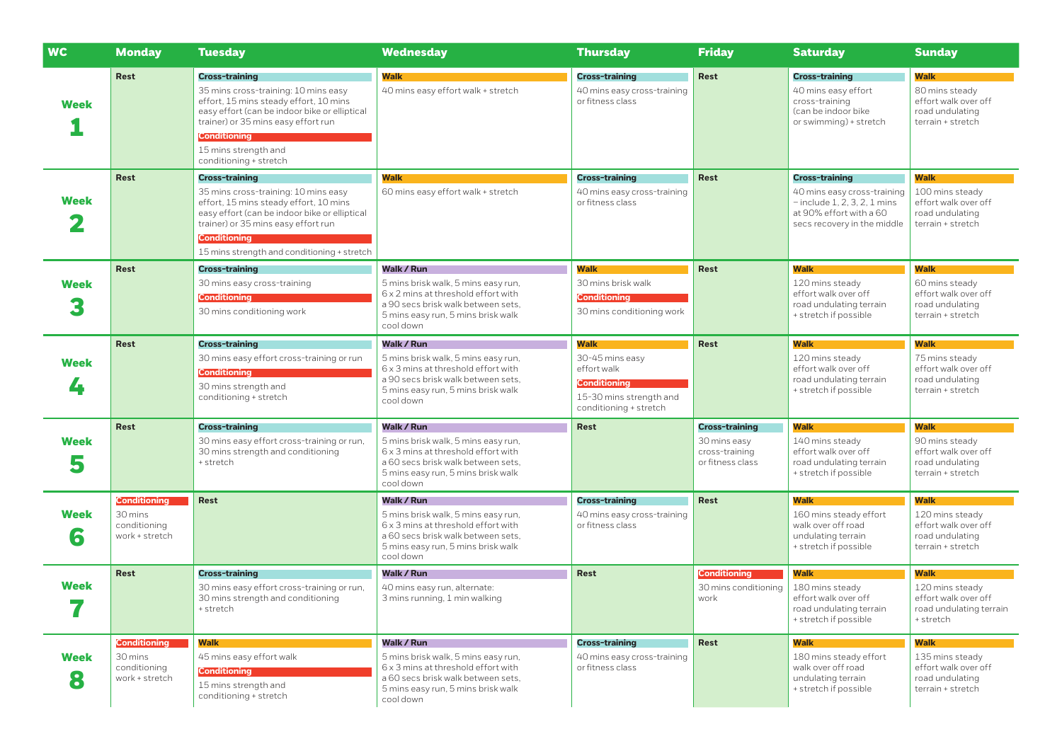| WC | Monday | Tuesday | Wednesday | Thursday | Friday | Saturday | Sunday |
|---|---|---|---|---|---|---|---|
| **Week 1** | **Rest** | **Cross-training** 35 mins cross-training: 10 mins easy effort, 15 mins steady effort, 10 mins easy effort (can be indoor bike or elliptical trainer) or 35 mins easy effort run **Conditioning** 15 mins strength and conditioning + stretch | **Walk** 40 mins easy effort walk + stretch | **Cross-training** 40 mins easy cross-training or fitness class | **Rest** | **Cross-training** 40 mins easy effort cross-training (can be indoor bike or swimming) + stretch | **Walk** 80 mins steady effort walk over off road undulating terrain + stretch |
| **Week 2** | **Rest** | **Cross-training** 35 mins cross-training: 10 mins easy effort, 15 mins steady effort, 10 mins easy effort (can be indoor bike or elliptical trainer) or 35 mins easy effort run **Conditioning** 15 mins strength and conditioning + stretch | **Walk** 60 mins easy effort walk + stretch | **Cross-training** 40 mins easy cross-training or fitness class | **Rest** | **Cross-training** 40 mins easy cross-training – include 1, 2, 3, 2, 1 mins at 90% effort with a 60 secs recovery in the middle | **Walk** 100 mins steady effort walk over off road undulating terrain + stretch |
| **Week 3** | **Rest** | **Cross-training** 30 mins easy cross-training **Conditioning** 30 mins conditioning work | **Walk / Run** 5 mins brisk walk, 5 mins easy run, 6 x 2 mins at threshold effort with a 90 secs brisk walk between sets, 5 mins easy run, 5 mins brisk walk cool down | **Walk** 30 mins brisk walk **Conditioning** 30 mins conditioning work | **Rest** | **Walk** 120 mins steady effort walk over off road undulating terrain + stretch if possible | **Walk** 60 mins steady effort walk over off road undulating terrain + stretch |
| **Week 4** | **Rest** | **Cross-training** 30 mins easy effort cross-training or run **Conditioning** 30 mins strength and conditioning + stretch | **Walk / Run** 5 mins brisk walk, 5 mins easy run, 6 x 3 mins at threshold effort with a 90 secs brisk walk between sets, 5 mins easy run, 5 mins brisk walk cool down | **Walk** 30-45 mins easy effort walk **Conditioning** 15-30 mins strength and conditioning + stretch | **Rest** | **Walk** 120 mins steady effort walk over off road undulating terrain + stretch if possible | **Walk** 75 mins steady effort walk over off road undulating terrain + stretch |
| **Week 5** | **Rest** | **Cross-training** 30 mins easy effort cross-training or run, 30 mins strength and conditioning + stretch | **Walk / Run** 5 mins brisk walk, 5 mins easy run, 6 x 3 mins at threshold effort with a 60 secs brisk walk between sets, 5 mins easy run, 5 mins brisk walk cool down | **Rest** | **Cross-training** 30 mins easy cross-training or fitness class | **Walk** 140 mins steady effort walk over off road undulating terrain + stretch if possible | **Walk** 90 mins steady effort walk over off road undulating terrain + stretch |
| **Week 6** | **Conditioning** 30 mins conditioning work + stretch | **Rest** | **Walk / Run** 5 mins brisk walk, 5 mins easy run, 6 x 3 mins at threshold effort with a 60 secs brisk walk between sets, 5 mins easy run, 5 mins brisk walk cool down | **Cross-training** 40 mins easy cross-training or fitness class | **Rest** | **Walk** 160 mins steady effort walk over off road undulating terrain + stretch if possible | **Walk** 120 mins steady effort walk over off road undulating terrain + stretch |
| **Week 7** | **Rest** | **Cross-training** 30 mins easy effort cross-training or run, 30 mins strength and conditioning + stretch | **Walk / Run** 40 mins easy run, alternate: 3 mins running, 1 min walking | **Rest** | **Conditioning** 30 mins conditioning work | **Walk** 180 mins steady effort walk over off road undulating terrain + stretch if possible | **Walk** 120 mins steady effort walk over off road undulating terrain + stretch |
| **Week 8** | **Conditioning** 30 mins conditioning work + stretch | **Walk** 45 mins easy effort walk **Conditioning** 15 mins strength and conditioning + stretch | **Walk / Run** 5 mins brisk walk, 5 mins easy run, 6 x 3 mins at threshold effort with a 60 secs brisk walk between sets, 5 mins easy run, 5 mins brisk walk cool down | **Cross-training** 40 mins easy cross-training or fitness class | **Rest** | **Walk** 180 mins steady effort walk over off road undulating terrain + stretch if possible | **Walk** 135 mins steady effort walk over off road undulating terrain + stretch |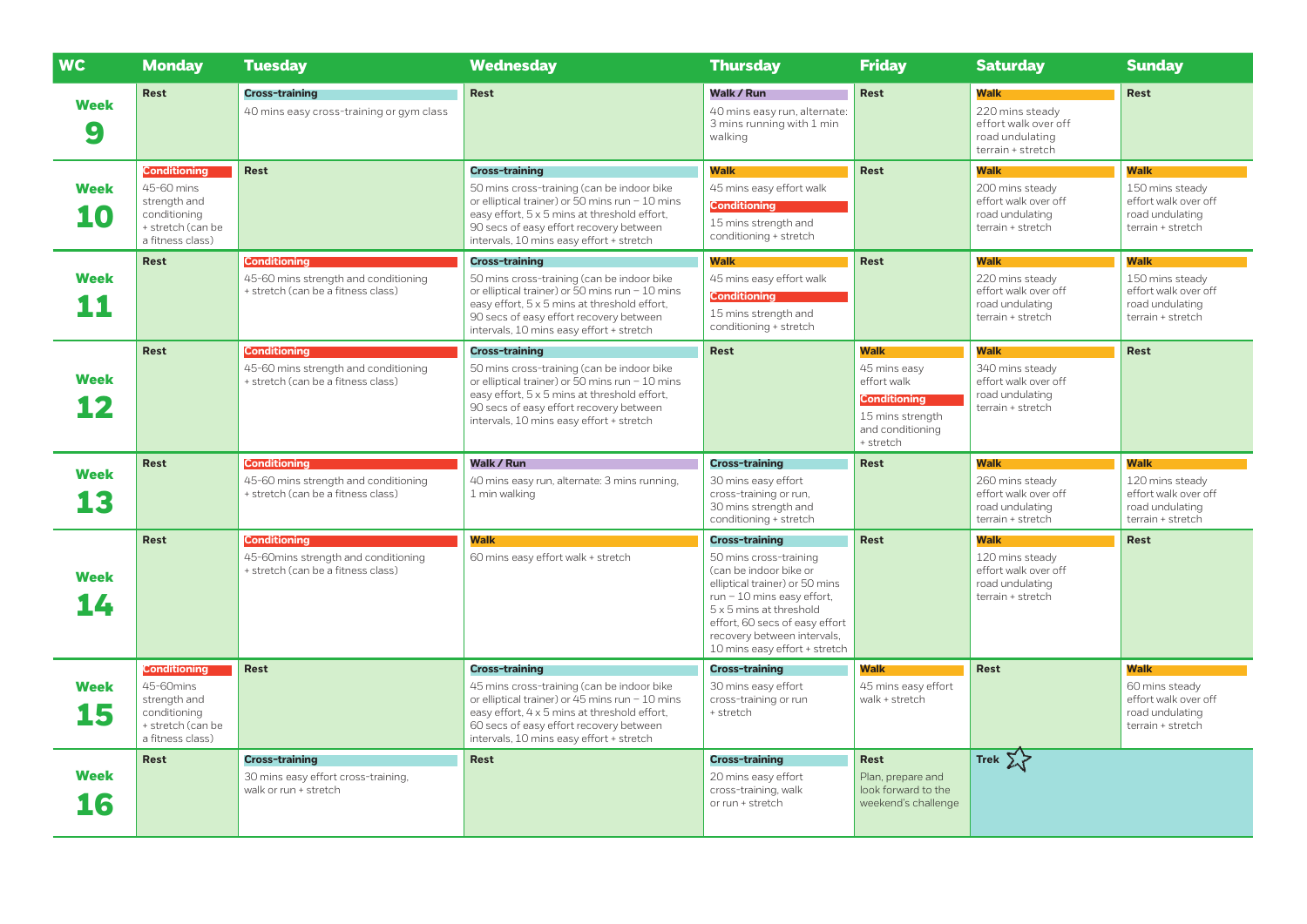| WC | Monday | Tuesday | Wednesday | Thursday | Friday | Saturday | Sunday |
|---|---|---|---|---|---|---|---|
| Week 9 | **Rest** | **Cross-training** 40 mins easy cross-training or gym class | **Rest** | **Walk / Run** 40 mins easy run, alternate: 3 mins running with 1 min walking | **Rest** | **Walk** 220 mins steady effort walk over off road undulating terrain + stretch | **Rest** |
| Week 10 | **Conditioning** 45-60 mins strength and conditioning + stretch (can be a fitness class) | **Rest** | **Cross-training** 50 mins cross-training (can be indoor bike or elliptical trainer) or 50 mins run – 10 mins easy effort, 5 x 5 mins at threshold effort, 90 secs of easy effort recovery between intervals, 10 mins easy effort + stretch | **Walk** 45 mins easy effort walk **Conditioning** 15 mins strength and conditioning + stretch | **Rest** | **Walk** 200 mins steady effort walk over off road undulating terrain + stretch | **Walk** 150 mins steady effort walk over off road undulating terrain + stretch |
| Week 11 | **Rest** | **Conditioning** 45-60 mins strength and conditioning + stretch (can be a fitness class) | **Cross-training** 50 mins cross-training (can be indoor bike or elliptical trainer) or 50 mins run – 10 mins easy effort, 5 x 5 mins at threshold effort, 90 secs of easy effort recovery between intervals, 10 mins easy effort + stretch | **Walk** 45 mins easy effort walk **Conditioning** 15 mins strength and conditioning + stretch | **Rest** | **Walk** 220 mins steady effort walk over off road undulating terrain + stretch | **Walk** 150 mins steady effort walk over off road undulating terrain + stretch |
| Week 12 | **Rest** | **Conditioning** 45-60 mins strength and conditioning + stretch (can be a fitness class) | **Cross-training** 50 mins cross-training (can be indoor bike or elliptical trainer) or 50 mins run – 10 mins easy effort, 5 x 5 mins at threshold effort, 90 secs of easy effort recovery between intervals, 10 mins easy effort + stretch | **Rest** | **Walk** 45 mins easy effort walk **Conditioning** 15 mins strength and conditioning + stretch | **Walk** 340 mins steady effort walk over off road undulating terrain + stretch | **Rest** |
| Week 13 | **Rest** | **Conditioning** 45-60 mins strength and conditioning + stretch (can be a fitness class) | **Walk / Run** 40 mins easy run, alternate: 3 mins running, 1 min walking | **Cross-training** 30 mins easy effort cross-training or run, 30 mins strength and conditioning + stretch | **Rest** | **Walk** 260 mins steady effort walk over off road undulating terrain + stretch | **Walk** 120 mins steady effort walk over off road undulating terrain + stretch |
| Week 14 | **Rest** | **Conditioning** 45-60mins strength and conditioning + stretch (can be a fitness class) | **Walk** 60 mins easy effort walk + stretch | **Cross-training** 50 mins cross-training (can be indoor bike or elliptical trainer) or 50 mins run – 10 mins easy effort, 5 x 5 mins at threshold effort, 60 secs of easy effort recovery between intervals, 10 mins easy effort + stretch | **Rest** | **Walk** 120 mins steady effort walk over off road undulating terrain + stretch | **Rest** |
| Week 15 | **Conditioning** 45-60mins strength and conditioning + stretch (can be a fitness class) | **Rest** | **Cross-training** 45 mins cross-training (can be indoor bike or elliptical trainer) or 45 mins run – 10 mins easy effort, 4 x 5 mins at threshold effort, 60 secs of easy effort recovery between intervals, 10 mins easy effort + stretch | **Cross-training** 30 mins easy effort cross-training or run + stretch | **Walk** 45 mins easy effort walk + stretch | **Rest** | **Walk** 60 mins steady effort walk over off road undulating terrain + stretch |
| Week 16 | **Rest** | **Cross-training** 30 mins easy effort cross-training, walk or run + stretch | **Rest** | **Cross-training** 20 mins easy effort cross-training, walk or run + stretch | **Rest** Plan, prepare and look forward to the weekend's challenge | **Trek** ☆ | |